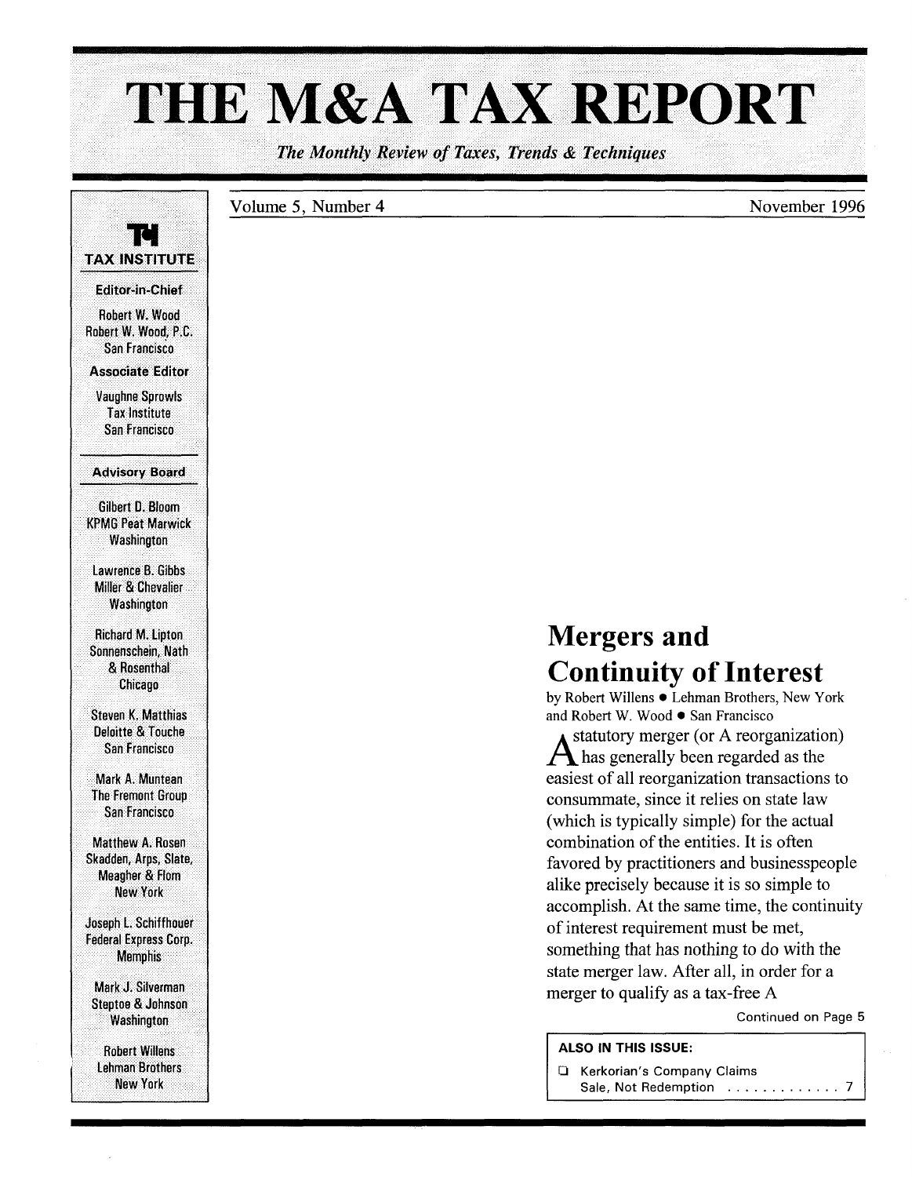# THE M&A TAX REPORT

*The Monthly Review of Taxes, Trends & Techniques*

Volume 5, Number 4 — November 1996

**TAX INSTITUTE**

**Editor-in-Chief**

Robert W. Wood
Robert W. Wood, P.C.
San Francisco

**Associate Editor**

Vaughne Sprowls
Tax Institute
San Francisco

**Advisory Board**

Gilbert D. Bloom
KPMG Peat Marwick
Washington

Lawrence B. Gibbs
Miller & Chevalier
Washington

Richard M. Lipton
Sonnenschein, Nath & Rosenthal
Chicago

Steven K. Matthias
Deloitte & Touche
San Francisco

Mark A. Muntean
The Fremont Group
San Francisco

Matthew A. Rosen
Skadden, Arps, Slate, Meagher & Flom
New York

Joseph L. Schiffhouer
Federal Express Corp.
Memphis

Mark J. Silverman
Steptoe & Johnson
Washington

Robert Willens
Lehman Brothers
New York

## Mergers and Continuity of Interest

by Robert Willens • Lehman Brothers, New York and Robert W. Wood • San Francisco

A statutory merger (or A reorganization) has generally been regarded as the easiest of all reorganization transactions to consummate, since it relies on state law (which is typically simple) for the actual combination of the entities. It is often favored by practitioners and businesspeople alike precisely because it is so simple to accomplish. At the same time, the continuity of interest requirement must be met, something that has nothing to do with the state merger law. After all, in order for a merger to qualify as a tax-free A

Continued on Page 5

**ALSO IN THIS ISSUE:**

- Kerkorian's Company Claims Sale, Not Redemption . . . . . . . . . . . . . 7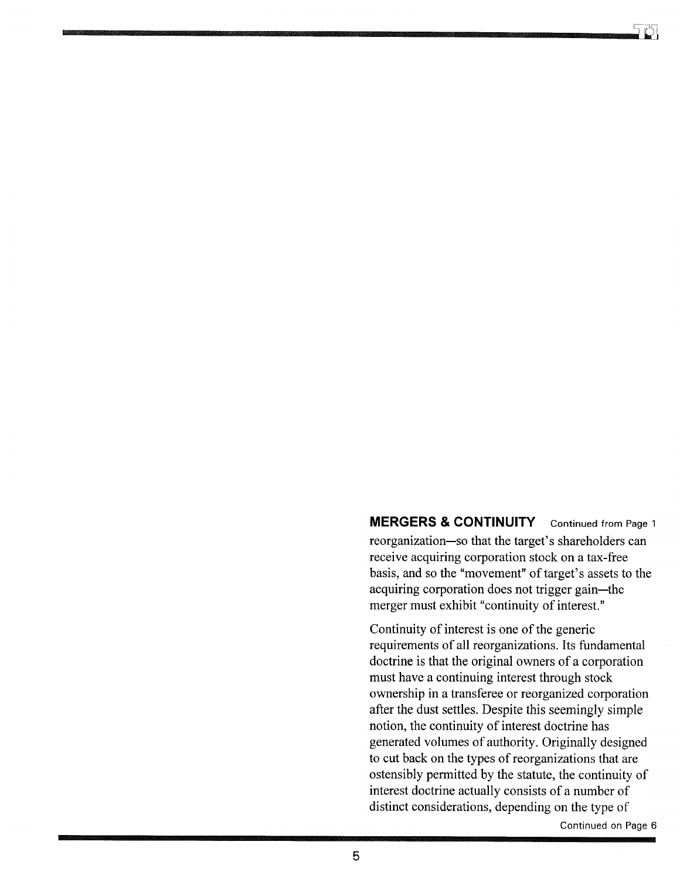**MERGERS & CONTINUITY** Continued from Page 1

reorganization—so that the target's shareholders can receive acquiring corporation stock on a tax-free basis, and so the "movement" of target's assets to the acquiring corporation does not trigger gain—the merger must exhibit "continuity of interest."

Continuity of interest is one of the generic requirements of all reorganizations. Its fundamental doctrine is that the original owners of a corporation must have a continuing interest through stock ownership in a transferee or reorganized corporation after the dust settles. Despite this seemingly simple notion, the continuity of interest doctrine has generated volumes of authority. Originally designed to cut back on the types of reorganizations that are ostensibly permitted by the statute, the continuity of interest doctrine actually consists of a number of distinct considerations, depending on the type of

Continued on Page 6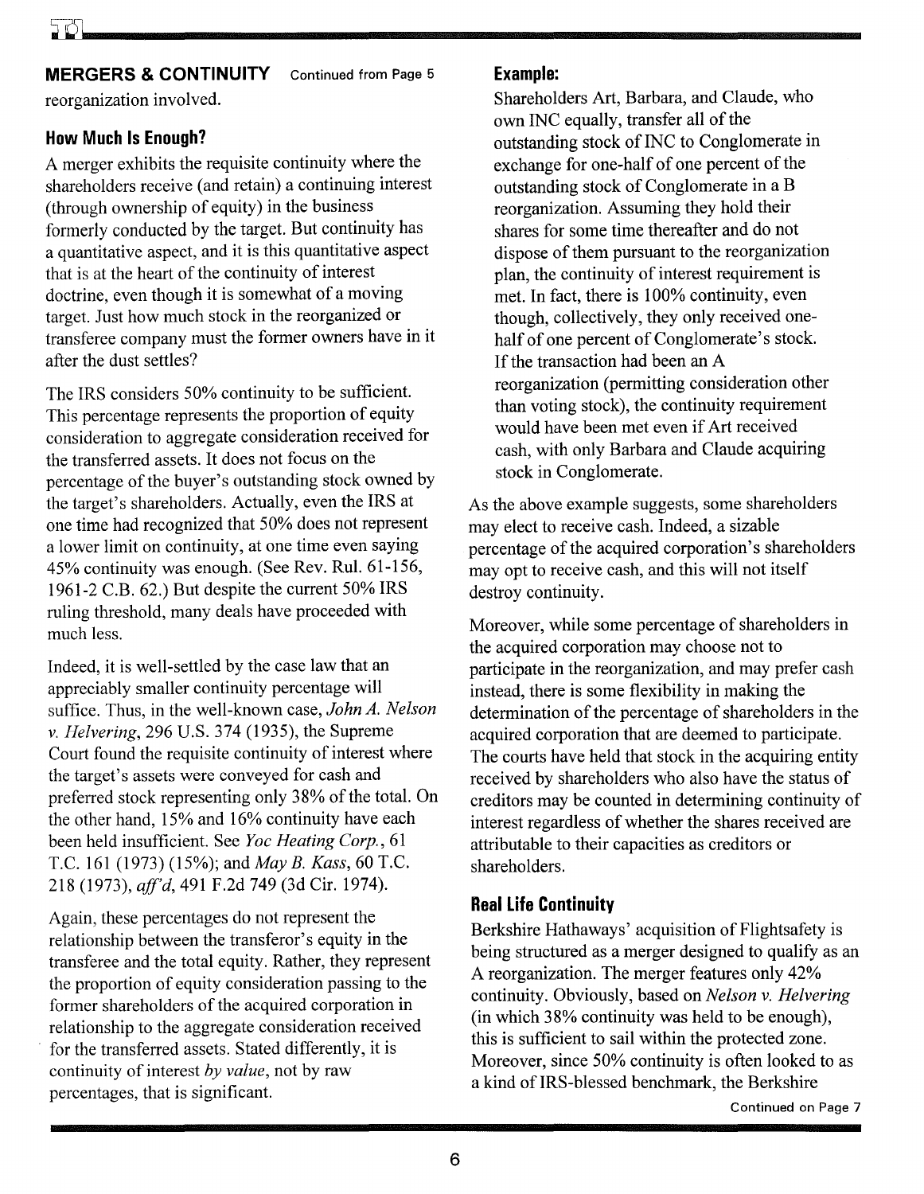**MERGERS & CONTINUITY** Continued from Page 5

reorganization involved.

### How Much Is Enough?

A merger exhibits the requisite continuity where the shareholders receive (and retain) a continuing interest (through ownership of equity) in the business formerly conducted by the target. But continuity has a quantitative aspect, and it is this quantitative aspect that is at the heart of the continuity of interest doctrine, even though it is somewhat of a moving target. Just how much stock in the reorganized or transferee company must the former owners have in it after the dust settles?

The IRS considers 50% continuity to be sufficient. This percentage represents the proportion of equity consideration to aggregate consideration received for the transferred assets. It does not focus on the percentage of the buyer's outstanding stock owned by the target's shareholders. Actually, even the IRS at one time had recognized that 50% does not represent a lower limit on continuity, at one time even saying 45% continuity was enough. (See Rev. Rul. 61-156, 1961-2 C.B. 62.) But despite the current 50% IRS ruling threshold, many deals have proceeded with much less.

Indeed, it is well-settled by the case law that an appreciably smaller continuity percentage will suffice. Thus, in the well-known case, *John A. Nelson v. Helvering*, 296 U.S. 374 (1935), the Supreme Court found the requisite continuity of interest where the target's assets were conveyed for cash and preferred stock representing only 38% of the total. On the other hand, 15% and 16% continuity have each been held insufficient. See *Yoc Heating Corp.*, 61 T.C. 161 (1973) (15%); and *May B. Kass*, 60 T.C. 218 (1973), *aff'd*, 491 F.2d 749 (3d Cir. 1974).

Again, these percentages do not represent the relationship between the transferor's equity in the transferee and the total equity. Rather, they represent the proportion of equity consideration passing to the former shareholders of the acquired corporation in relationship to the aggregate consideration received for the transferred assets. Stated differently, it is continuity of interest *by value*, not by raw percentages, that is significant.

**Example:**

Shareholders Art, Barbara, and Claude, who own INC equally, transfer all of the outstanding stock of INC to Conglomerate in exchange for one-half of one percent of the outstanding stock of Conglomerate in a B reorganization. Assuming they hold their shares for some time thereafter and do not dispose of them pursuant to the reorganization plan, the continuity of interest requirement is met. In fact, there is 100% continuity, even though, collectively, they only received one-half of one percent of Conglomerate's stock. If the transaction had been an A reorganization (permitting consideration other than voting stock), the continuity requirement would have been met even if Art received cash, with only Barbara and Claude acquiring stock in Conglomerate.

As the above example suggests, some shareholders may elect to receive cash. Indeed, a sizable percentage of the acquired corporation's shareholders may opt to receive cash, and this will not itself destroy continuity.

Moreover, while some percentage of shareholders in the acquired corporation may choose not to participate in the reorganization, and may prefer cash instead, there is some flexibility in making the determination of the percentage of shareholders in the acquired corporation that are deemed to participate. The courts have held that stock in the acquiring entity received by shareholders who also have the status of creditors may be counted in determining continuity of interest regardless of whether the shares received are attributable to their capacities as creditors or shareholders.

### Real Life Continuity

Berkshire Hathaways' acquisition of Flightsafety is being structured as a merger designed to qualify as an A reorganization. The merger features only 42% continuity. Obviously, based on *Nelson v. Helvering* (in which 38% continuity was held to be enough), this is sufficient to sail within the protected zone. Moreover, since 50% continuity is often looked to as a kind of IRS-blessed benchmark, the Berkshire

Continued on Page 7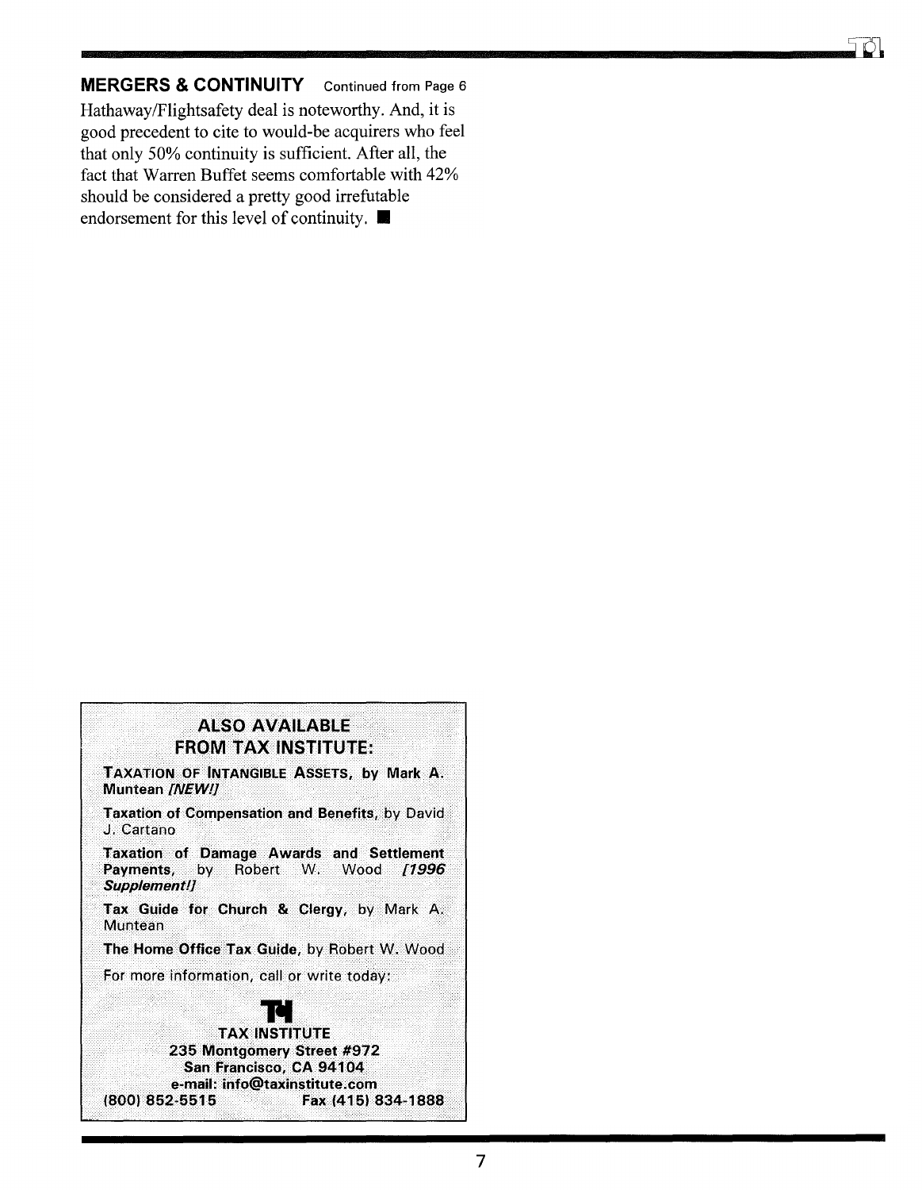**MERGERS & CONTINUITY** Continued from Page 6

Hathaway/Flightsafety deal is noteworthy. And, it is good precedent to cite to would-be acquirers who feel that only 50% continuity is sufficient. After all, the fact that Warren Buffet seems comfortable with 42% should be considered a pretty good irrefutable endorsement for this level of continuity. ■

## ALSO AVAILABLE FROM TAX INSTITUTE:

**TAXATION OF INTANGIBLE ASSETS, by Mark A. Muntean** *[NEW!]*

**Taxation of Compensation and Benefits,** by David J. Cartano

**Taxation of Damage Awards and Settlement Payments,** by Robert W. Wood *[1996 Supplement!]*

**Tax Guide for Church & Clergy,** by Mark A. Muntean

**The Home Office Tax Guide,** by Robert W. Wood

For more information, call or write today:

**TAX INSTITUTE**
**235 Montgomery Street #972**
**San Francisco, CA 94104**
**e-mail: info@taxinstitute.com**
**(800) 852-5515 Fax (415) 834-1888**